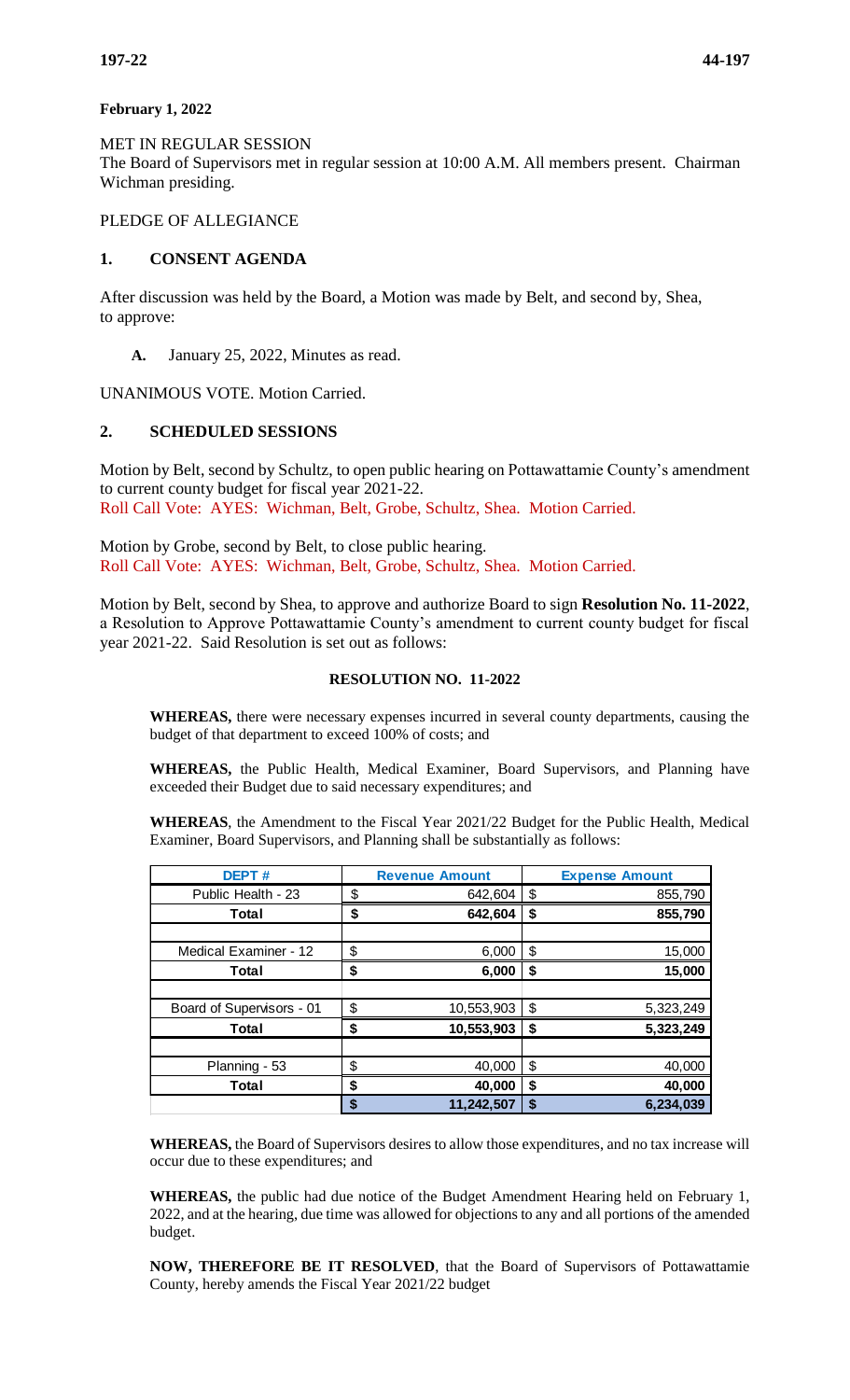**February 1, 2022**

MET IN REGULAR SESSION
The Board of Supervisors met in regular session at 10:00 A.M. All members present. Chairman Wichman presiding.

PLEDGE OF ALLEGIANCE

## 1. CONSENT AGENDA

After discussion was held by the Board, a Motion was made by Belt, and second by, Shea, to approve:

**A.** January 25, 2022, Minutes as read.

UNANIMOUS VOTE. Motion Carried.

## 2. SCHEDULED SESSIONS

Motion by Belt, second by Schultz, to open public hearing on Pottawattamie County's amendment to current county budget for fiscal year 2021-22.
Roll Call Vote: AYES: Wichman, Belt, Grobe, Schultz, Shea. Motion Carried.

Motion by Grobe, second by Belt, to close public hearing.
Roll Call Vote: AYES: Wichman, Belt, Grobe, Schultz, Shea. Motion Carried.

Motion by Belt, second by Shea, to approve and authorize Board to sign **Resolution No. 11-2022**, a Resolution to Approve Pottawattamie County's amendment to current county budget for fiscal year 2021-22. Said Resolution is set out as follows:

**RESOLUTION NO. 11-2022**

**WHEREAS,** there were necessary expenses incurred in several county departments, causing the budget of that department to exceed 100% of costs; and

**WHEREAS,** the Public Health, Medical Examiner, Board Supervisors, and Planning have exceeded their Budget due to said necessary expenditures; and

**WHEREAS**, the Amendment to the Fiscal Year 2021/22 Budget for the Public Health, Medical Examiner, Board Supervisors, and Planning shall be substantially as follows:

| DEPT # | Revenue Amount | Expense Amount |
|---|---|---|
| Public Health - 23 | $ 642,604 | $ 855,790 |
| **Total** | **$ 642,604** | **$ 855,790** |
| | | |
| Medical Examiner - 12 | $ 6,000 | $ 15,000 |
| **Total** | **$ 6,000** | **$ 15,000** |
| | | |
| Board of Supervisors - 01 | $ 10,553,903 | $ 5,323,249 |
| **Total** | **$ 10,553,903** | **$ 5,323,249** |
| | | |
| Planning - 53 | $ 40,000 | $ 40,000 |
| **Total** | **$ 40,000** | **$ 40,000** |
| | **$ 11,242,507** | **$ 6,234,039** |

**WHEREAS,** the Board of Supervisors desires to allow those expenditures, and no tax increase will occur due to these expenditures; and

**WHEREAS,** the public had due notice of the Budget Amendment Hearing held on February 1, 2022, and at the hearing, due time was allowed for objections to any and all portions of the amended budget.

**NOW, THEREFORE BE IT RESOLVED**, that the Board of Supervisors of Pottawattamie County, hereby amends the Fiscal Year 2021/22 budget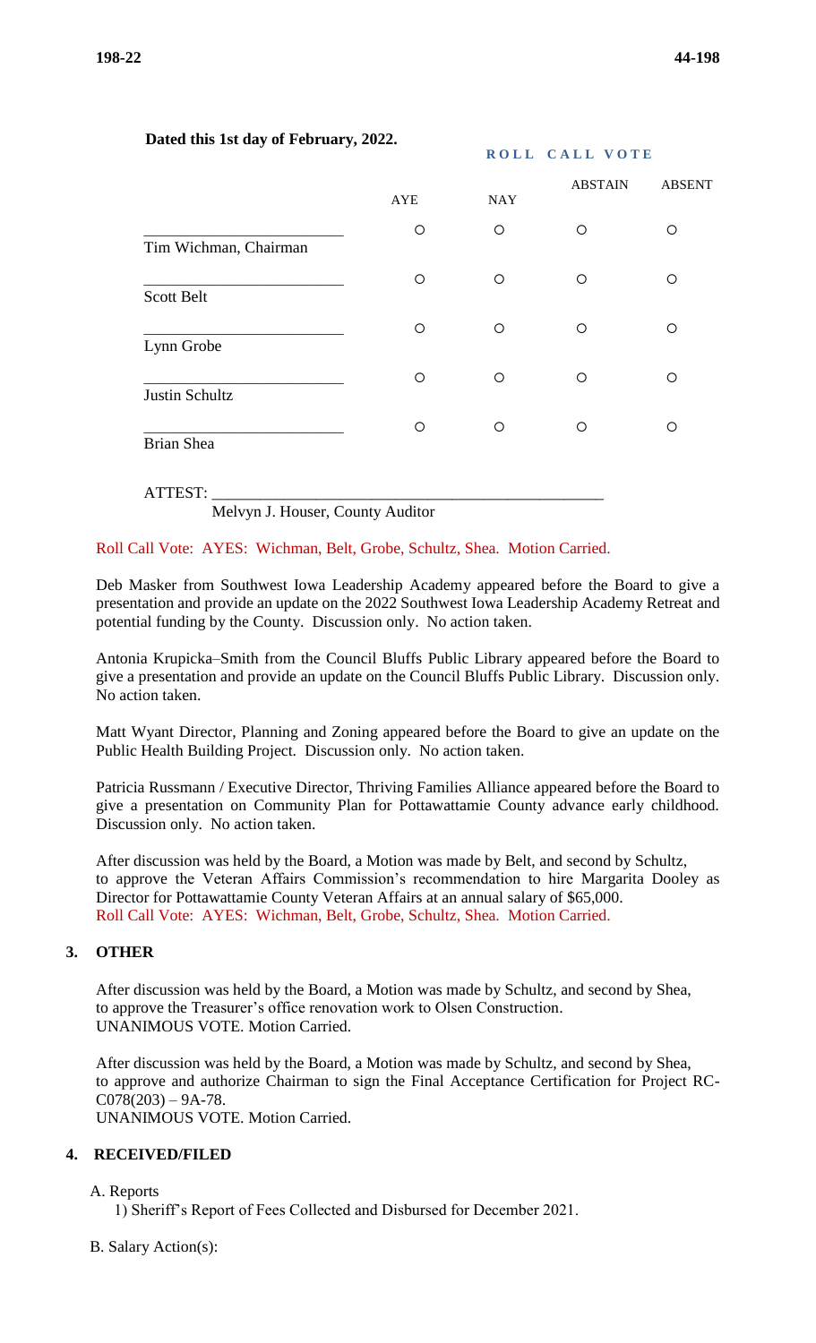**Dated this 1st day of February, 2022.**

**ROLL CALL VOTE**

| | AYE | NAY | ABSTAIN | ABSENT |
|---|---|---|---|---|
| ________________________ Tim Wichman, Chairman | ○ | ○ | ○ | ○ |
| ________________________ Scott Belt | ○ | ○ | ○ | ○ |
| ________________________ Lynn Grobe | ○ | ○ | ○ | ○ |
| ________________________ Justin Schultz | ○ | ○ | ○ | ○ |
| ________________________ Brian Shea | ○ | ○ | ○ | ○ |

ATTEST: ________________________________________________

Melvyn J. Houser, County Auditor

Roll Call Vote: AYES: Wichman, Belt, Grobe, Schultz, Shea. Motion Carried.

Deb Masker from Southwest Iowa Leadership Academy appeared before the Board to give a presentation and provide an update on the 2022 Southwest Iowa Leadership Academy Retreat and potential funding by the County. Discussion only. No action taken.

Antonia Krupicka–Smith from the Council Bluffs Public Library appeared before the Board to give a presentation and provide an update on the Council Bluffs Public Library. Discussion only. No action taken.

Matt Wyant Director, Planning and Zoning appeared before the Board to give an update on the Public Health Building Project. Discussion only. No action taken.

Patricia Russmann / Executive Director, Thriving Families Alliance appeared before the Board to give a presentation on Community Plan for Pottawattamie County advance early childhood. Discussion only. No action taken.

After discussion was held by the Board, a Motion was made by Belt, and second by Schultz, to approve the Veteran Affairs Commission's recommendation to hire Margarita Dooley as Director for Pottawattamie County Veteran Affairs at an annual salary of $65,000.
Roll Call Vote: AYES: Wichman, Belt, Grobe, Schultz, Shea. Motion Carried.

## 3. OTHER

After discussion was held by the Board, a Motion was made by Schultz, and second by Shea, to approve the Treasurer's office renovation work to Olsen Construction.
UNANIMOUS VOTE. Motion Carried.

After discussion was held by the Board, a Motion was made by Schultz, and second by Shea, to approve and authorize Chairman to sign the Final Acceptance Certification for Project RC-C078(203) – 9A-78.
UNANIMOUS VOTE. Motion Carried.

## 4. RECEIVED/FILED

A. Reports

1) Sheriff's Report of Fees Collected and Disbursed for December 2021.

B. Salary Action(s):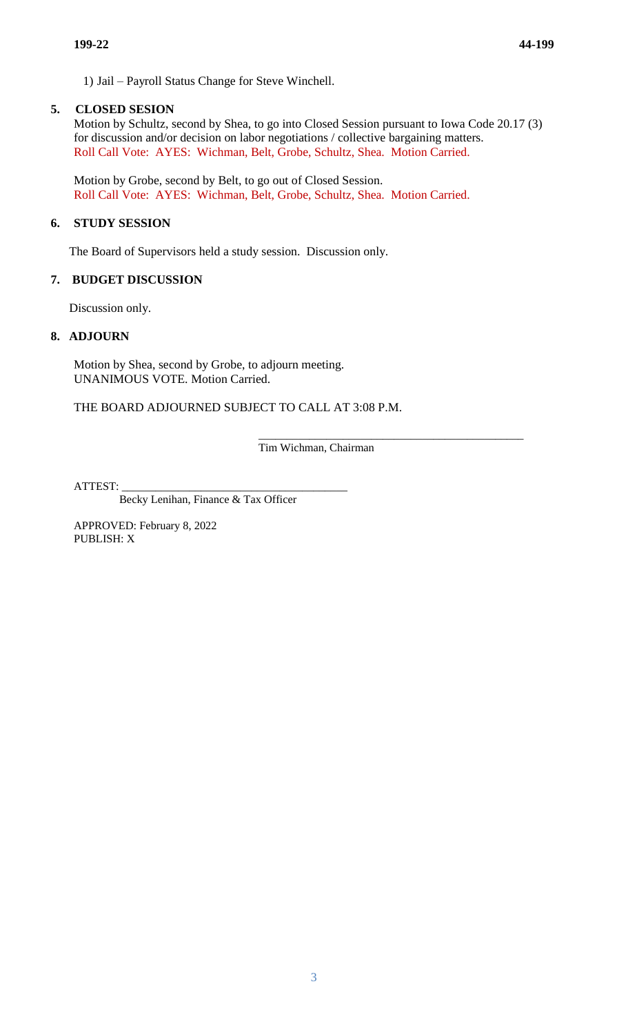1) Jail – Payroll Status Change for Steve Winchell.

## 5. CLOSED SESION

Motion by Schultz, second by Shea, to go into Closed Session pursuant to Iowa Code 20.17 (3) for discussion and/or decision on labor negotiations / collective bargaining matters.
Roll Call Vote: AYES: Wichman, Belt, Grobe, Schultz, Shea. Motion Carried.

Motion by Grobe, second by Belt, to go out of Closed Session.
Roll Call Vote: AYES: Wichman, Belt, Grobe, Schultz, Shea. Motion Carried.

## 6. STUDY SESSION

The Board of Supervisors held a study session. Discussion only.

## 7. BUDGET DISCUSSION

Discussion only.

## 8. ADJOURN

Motion by Shea, second by Grobe, to adjourn meeting.
UNANIMOUS VOTE. Motion Carried.

THE BOARD ADJOURNED SUBJECT TO CALL AT 3:08 P.M.

_______________________________________________
Tim Wichman, Chairman

ATTEST: _______________________________________
Becky Lenihan, Finance & Tax Officer

APPROVED: February 8, 2022
PUBLISH: X